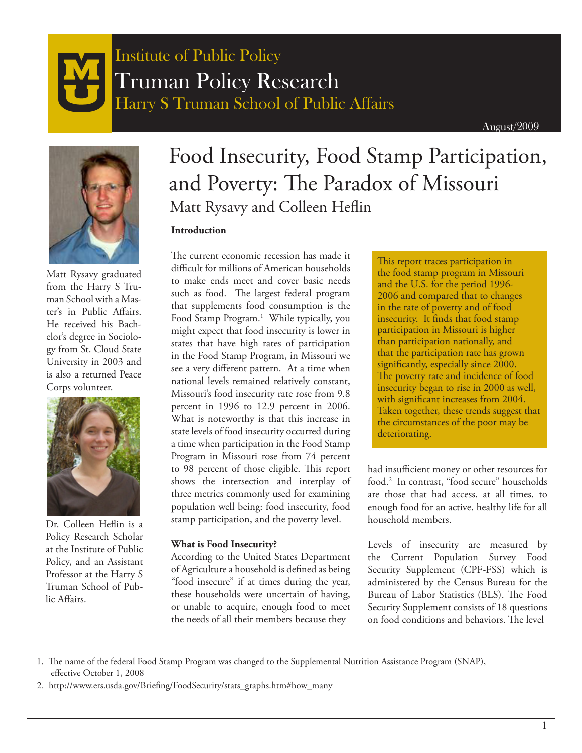Institute of Public Policy

Truman Policy Research

Harry S Truman School of Public Affairs

August/2009

# Food Insecurity, Food Stamp Participation, and Poverty: The Paradox of Missouri

## Matt Rysavy and Colleen Heflin

Matt Rysavy graduated from the Harry S Truman School with a Master's in Public Affairs. He received his Bachelor's degree in Sociology from St. Cloud State University in 2003 and is also a returned Peace Corps volunteer.

Dr. Colleen Heflin is a Policy Research Scholar at the Institute of Public Policy, and an Assistant Professor at the Harry S Truman School of Public Affairs.

### Introduction

The current economic recession has made it difficult for millions of American households to make ends meet and cover basic needs such as food. The largest federal program that supplements food consumption is the Food Stamp Program.[1] While typically, you might expect that food insecurity is lower in states that have high rates of participation in the Food Stamp Program, in Missouri we see a very different pattern. At a time when national levels remained relatively constant, Missouri's food insecurity rate rose from 9.8 percent in 1996 to 12.9 percent in 2006. What is noteworthy is that this increase in state levels of food insecurity occurred during a time when participation in the Food Stamp Program in Missouri rose from 74 percent to 98 percent of those eligible. This report shows the intersection and interplay of three metrics commonly used for examining population well being: food insecurity, food stamp participation, and the poverty level.

> This report traces participation in the food stamp program in Missouri and the U.S. for the period 1996-2006 and compared that to changes in the rate of poverty and of food insecurity. It finds that food stamp participation in Missouri is higher than participation nationally, and that the participation rate has grown significantly, especially since 2000. The poverty rate and incidence of food insecurity began to rise in 2000 as well, with significant increases from 2004. Taken together, these trends suggest that the circumstances of the poor may be deteriorating.

### What is Food Insecurity?

According to the United States Department of Agriculture a household is defined as being "food insecure" if at times during the year, these households were uncertain of having, or unable to acquire, enough food to meet the needs of all their members because they had insufficient money or other resources for food.[2] In contrast, "food secure" households are those that had access, at all times, to enough food for an active, healthy life for all household members.

Levels of insecurity are measured by the Current Population Survey Food Security Supplement (CPF-FSS) which is administered by the Census Bureau for the Bureau of Labor Statistics (BLS). The Food Security Supplement consists of 18 questions on food conditions and behaviors. The level

1. The name of the federal Food Stamp Program was changed to the Supplemental Nutrition Assistance Program (SNAP), effective October 1, 2008
2. http://www.ers.usda.gov/Briefing/FoodSecurity/stats_graphs.htm#how_many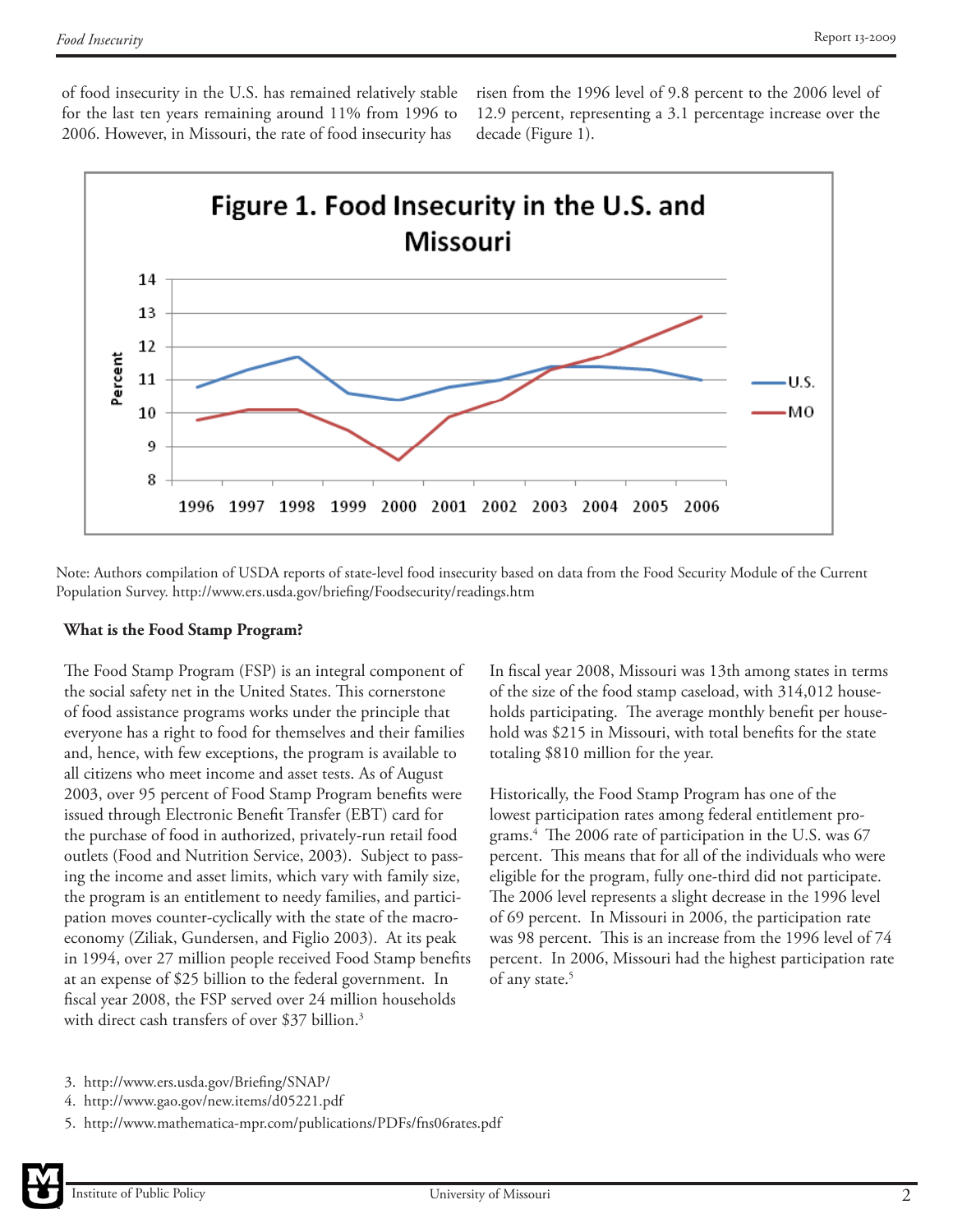of food insecurity in the U.S. has remained relatively stable for the last ten years remaining around 11% from 1996 to 2006. However, in Missouri, the rate of food insecurity has risen from the 1996 level of 9.8 percent to the 2006 level of 12.9 percent, representing a 3.1 percentage increase over the decade (Figure 1).

**Figure 1. Food Insecurity in the U.S. and Missouri**

Note: Authors compilation of USDA reports of state-level food insecurity based on data from the Food Security Module of the Current Population Survey. http://www.ers.usda.gov/briefing/Foodsecurity/readings.htm

### What is the Food Stamp Program?

The Food Stamp Program (FSP) is an integral component of the social safety net in the United States. This cornerstone of food assistance programs works under the principle that everyone has a right to food for themselves and their families and, hence, with few exceptions, the program is available to all citizens who meet income and asset tests. As of August 2003, over 95 percent of Food Stamp Program benefits were issued through Electronic Benefit Transfer (EBT) card for the purchase of food in authorized, privately-run retail food outlets (Food and Nutrition Service, 2003). Subject to passing the income and asset limits, which vary with family size, the program is an entitlement to needy families, and participation moves counter-cyclically with the state of the macroeconomy (Ziliak, Gundersen, and Figlio 2003). At its peak in 1994, over 27 million people received Food Stamp benefits at an expense of $25 billion to the federal government. In fiscal year 2008, the FSP served over 24 million households with direct cash transfers of over $37 billion.[3]

In fiscal year 2008, Missouri was 13th among states in terms of the size of the food stamp caseload, with 314,012 households participating. The average monthly benefit per household was $215 in Missouri, with total benefits for the state totaling $810 million for the year.

Historically, the Food Stamp Program has one of the lowest participation rates among federal entitlement programs.[4] The 2006 rate of participation in the U.S. was 67 percent. This means that for all of the individuals who were eligible for the program, fully one-third did not participate. The 2006 level represents a slight decrease in the 1996 level of 69 percent. In Missouri in 2006, the participation rate was 98 percent. This is an increase from the 1996 level of 74 percent. In 2006, Missouri had the highest participation rate of any state.[5]

3. http://www.ers.usda.gov/Briefing/SNAP/
4. http://www.gao.gov/new.items/d05221.pdf
5. http://www.mathematica-mpr.com/publications/PDFs/fns06rates.pdf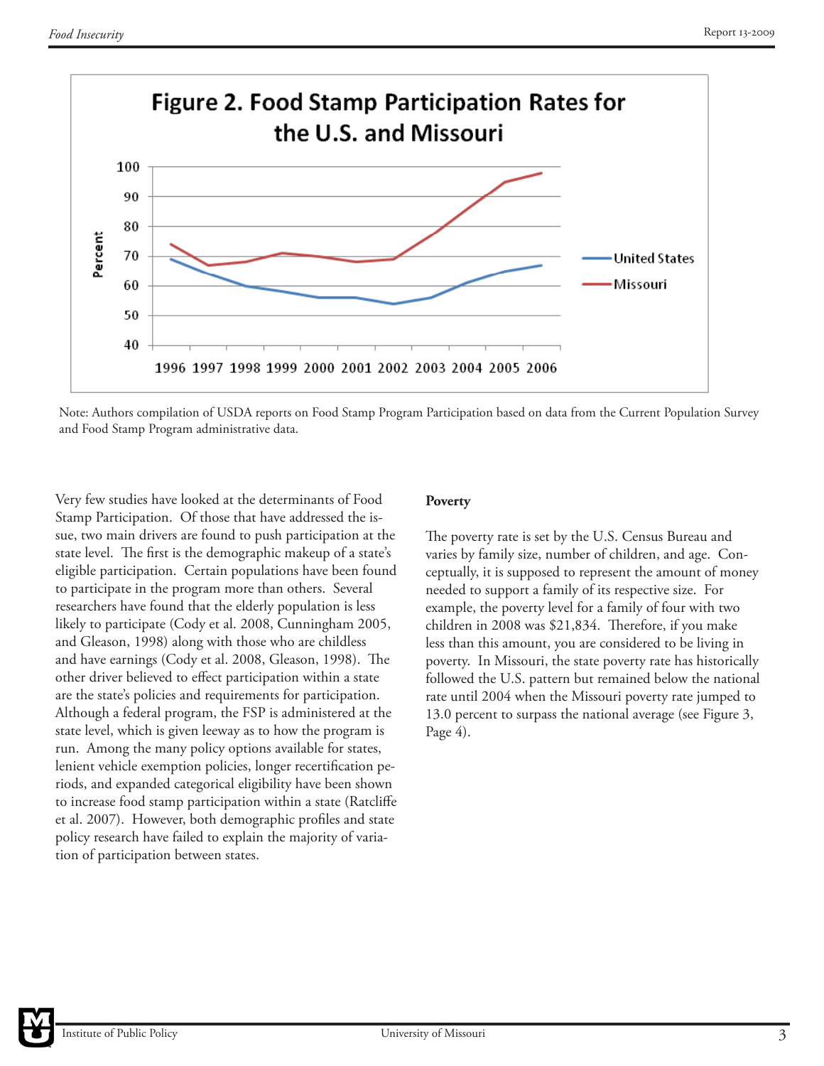Figure 2. Food Stamp Participation Rates for the U.S. and Missouri

Note: Authors compilation of USDA reports on Food Stamp Program Participation based on data from the Current Population Survey and Food Stamp Program administrative data.

Very few studies have looked at the determinants of Food Stamp Participation. Of those that have addressed the issue, two main drivers are found to push participation at the state level. The first is the demographic makeup of a state's eligible participation. Certain populations have been found to participate in the program more than others. Several researchers have found that the elderly population is less likely to participate (Cody et al. 2008, Cunningham 2005, and Gleason, 1998) along with those who are childless and have earnings (Cody et al. 2008, Gleason, 1998). The other driver believed to effect participation within a state are the state's policies and requirements for participation. Although a federal program, the FSP is administered at the state level, which is given leeway as to how the program is run. Among the many policy options available for states, lenient vehicle exemption policies, longer recertification periods, and expanded categorical eligibility have been shown to increase food stamp participation within a state (Ratcliffe et al. 2007). However, both demographic profiles and state policy research have failed to explain the majority of variation of participation between states.

**Poverty**

The poverty rate is set by the U.S. Census Bureau and varies by family size, number of children, and age. Conceptually, it is supposed to represent the amount of money needed to support a family of its respective size. For example, the poverty level for a family of four with two children in 2008 was $21,834. Therefore, if you make less than this amount, you are considered to be living in poverty. In Missouri, the state poverty rate has historically followed the U.S. pattern but remained below the national rate until 2004 when the Missouri poverty rate jumped to 13.0 percent to surpass the national average (see Figure 3, Page 4).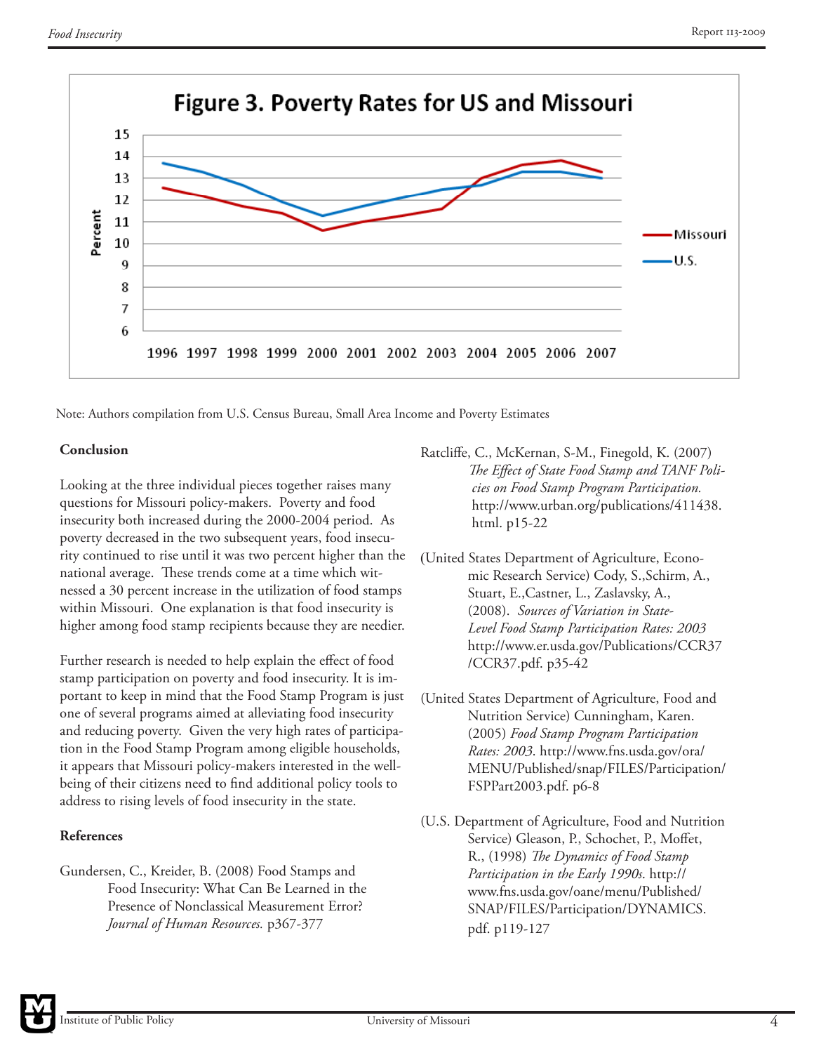**Figure 3. Poverty Rates for US and Missouri**

Note: Authors compilation from U.S. Census Bureau, Small Area Income and Poverty Estimates

### Conclusion

Looking at the three individual pieces together raises many questions for Missouri policy-makers. Poverty and food insecurity both increased during the 2000-2004 period. As poverty decreased in the two subsequent years, food insecurity continued to rise until it was two percent higher than the national average. These trends come at a time which witnessed a 30 percent increase in the utilization of food stamps within Missouri. One explanation is that food insecurity is higher among food stamp recipients because they are needier.

Further research is needed to help explain the effect of food stamp participation on poverty and food insecurity. It is important to keep in mind that the Food Stamp Program is just one of several programs aimed at alleviating food insecurity and reducing poverty. Given the very high rates of participation in the Food Stamp Program among eligible households, it appears that Missouri policy-makers interested in the well-being of their citizens need to find additional policy tools to address to rising levels of food insecurity in the state.

### References

Gundersen, C., Kreider, B. (2008) Food Stamps and Food Insecurity: What Can Be Learned in the Presence of Nonclassical Measurement Error? *Journal of Human Resources.* p367-377

Ratcliffe, C., McKernan, S-M., Finegold, K. (2007) *The Effect of State Food Stamp and TANF Policies on Food Stamp Program Participation.* http://www.urban.org/publications/411438.html. p15-22

(United States Department of Agriculture, Economic Research Service) Cody, S.,Schirm, A., Stuart, E.,Castner, L., Zaslavsky, A., (2008). *Sources of Variation in State-Level Food Stamp Participation Rates: 2003* http://www.er.usda.gov/Publications/CCR37/CCR37.pdf. p35-42

(United States Department of Agriculture, Food and Nutrition Service) Cunningham, Karen. (2005) *Food Stamp Program Participation Rates: 2003.* http://www.fns.usda.gov/ora/MENU/Published/snap/FILES/Participation/FSPPart2003.pdf. p6-8

(U.S. Department of Agriculture, Food and Nutrition Service) Gleason, P., Schochet, P., Moffet, R., (1998) *The Dynamics of Food Stamp Participation in the Early 1990s.* http://www.fns.usda.gov/oane/menu/Published/SNAP/FILES/Participation/DYNAMICS.pdf. p119-127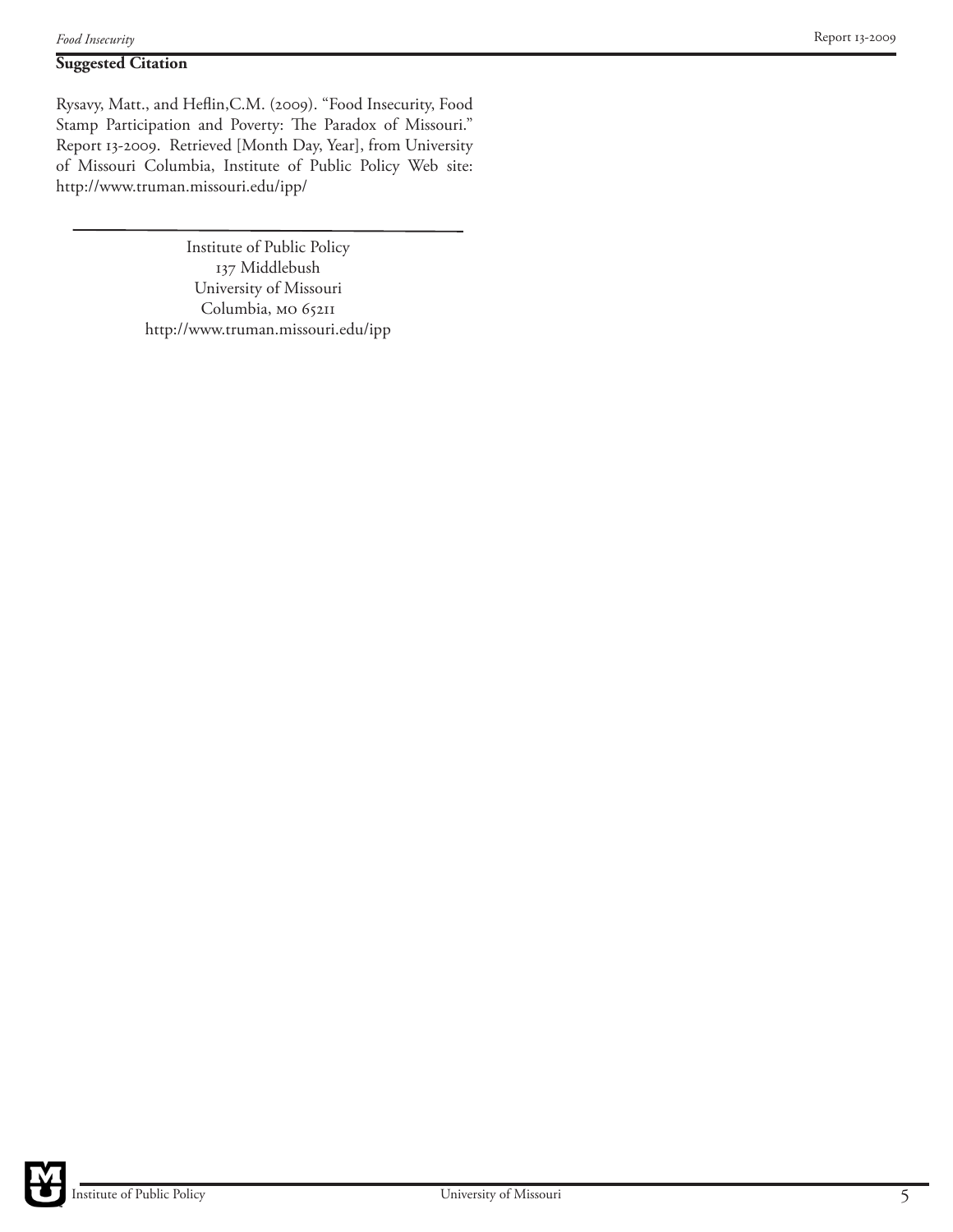## Suggested Citation

Rysavy, Matt., and Heflin,C.M. (2009). "Food Insecurity, Food Stamp Participation and Poverty: The Paradox of Missouri." Report 13-2009. Retrieved [Month Day, Year], from University of Missouri Columbia, Institute of Public Policy Web site: http://www.truman.missouri.edu/ipp/

---

Institute of Public Policy
137 Middlebush
University of Missouri
Columbia, MO 65211
http://www.truman.missouri.edu/ipp